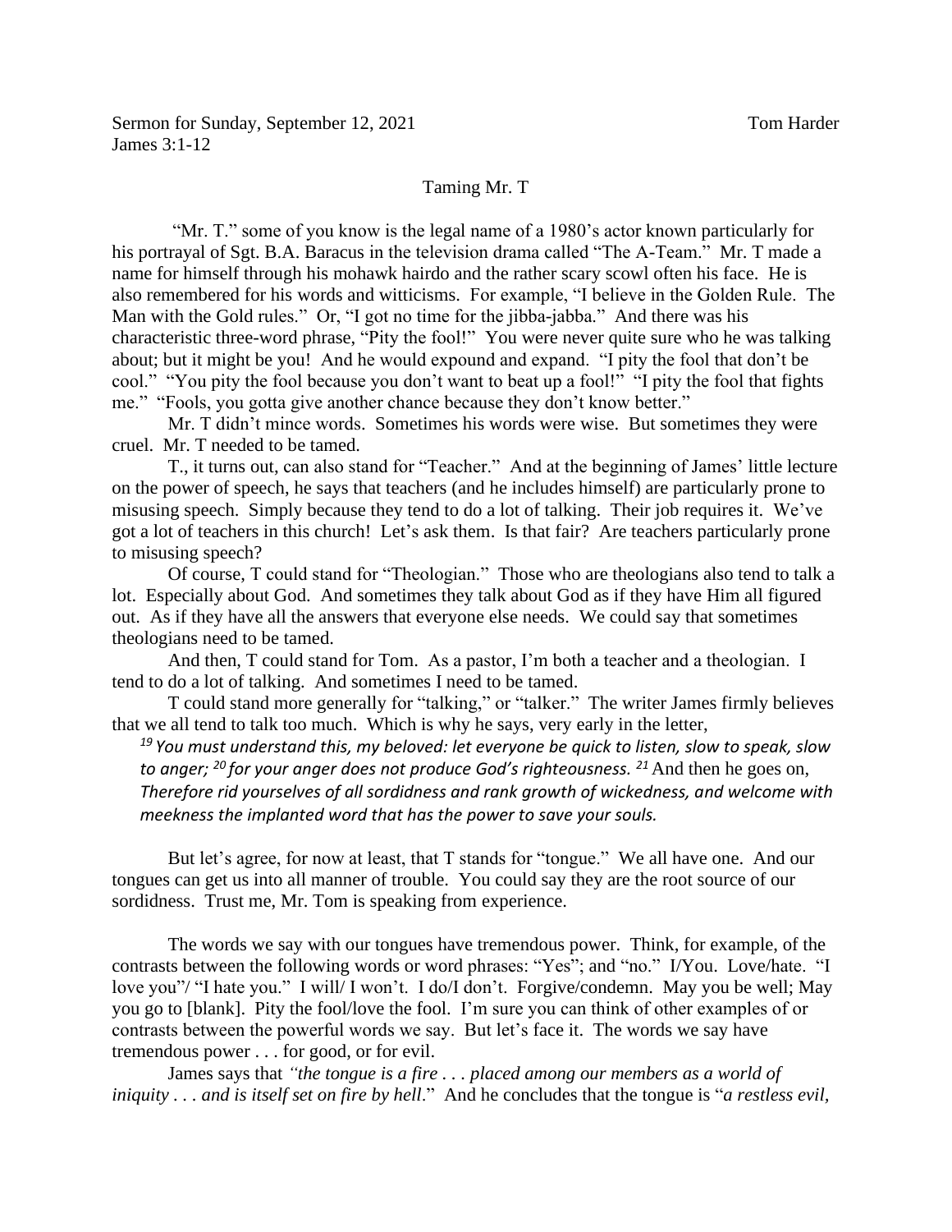Sermon for Sunday, September 12, 2021 Tom Harder
James 3:1-12

# Taming Mr. T

"Mr. T." some of you know is the legal name of a 1980's actor known particularly for his portrayal of Sgt. B.A. Baracus in the television drama called "The A-Team." Mr. T made a name for himself through his mohawk hairdo and the rather scary scowl often his face. He is also remembered for his words and witticisms. For example, "I believe in the Golden Rule. The Man with the Gold rules." Or, "I got no time for the jibba-jabba." And there was his characteristic three-word phrase, "Pity the fool!" You were never quite sure who he was talking about; but it might be you! And he would expound and expand. "I pity the fool that don't be cool." "You pity the fool because you don't want to beat up a fool!" "I pity the fool that fights me." "Fools, you gotta give another chance because they don't know better."

Mr. T didn't mince words. Sometimes his words were wise. But sometimes they were cruel. Mr. T needed to be tamed.

T., it turns out, can also stand for "Teacher." And at the beginning of James' little lecture on the power of speech, he says that teachers (and he includes himself) are particularly prone to misusing speech. Simply because they tend to do a lot of talking. Their job requires it. We've got a lot of teachers in this church! Let's ask them. Is that fair? Are teachers particularly prone to misusing speech?

Of course, T could stand for "Theologian." Those who are theologians also tend to talk a lot. Especially about God. And sometimes they talk about God as if they have Him all figured out. As if they have all the answers that everyone else needs. We could say that sometimes theologians need to be tamed.

And then, T could stand for Tom. As a pastor, I'm both a teacher and a theologian. I tend to do a lot of talking. And sometimes I need to be tamed.

T could stand more generally for "talking," or "talker." The writer James firmly believes that we all tend to talk too much. Which is why he says, very early in the letter,

> [19] *You must understand this, my beloved: let everyone be quick to listen, slow to speak, slow to anger;* [20] *for your anger does not produce God's righteousness.* [21] And then he goes on, *Therefore rid yourselves of all sordidness and rank growth of wickedness, and welcome with meekness the implanted word that has the power to save your souls.*

But let's agree, for now at least, that T stands for "tongue." We all have one. And our tongues can get us into all manner of trouble. You could say they are the root source of our sordidness. Trust me, Mr. Tom is speaking from experience.

The words we say with our tongues have tremendous power. Think, for example, of the contrasts between the following words or word phrases: "Yes"; and "no." I/You. Love/hate. "I love you"/ "I hate you." I will/ I won't. I do/I don't. Forgive/condemn. May you be well; May you go to [blank]. Pity the fool/love the fool. I'm sure you can think of other examples of or contrasts between the powerful words we say. But let's face it. The words we say have tremendous power . . . for good, or for evil.

James says that *"the tongue is a fire . . . placed among our members as a world of iniquity . . . and is itself set on fire by hell*." And he concludes that the tongue is "*a restless evil,*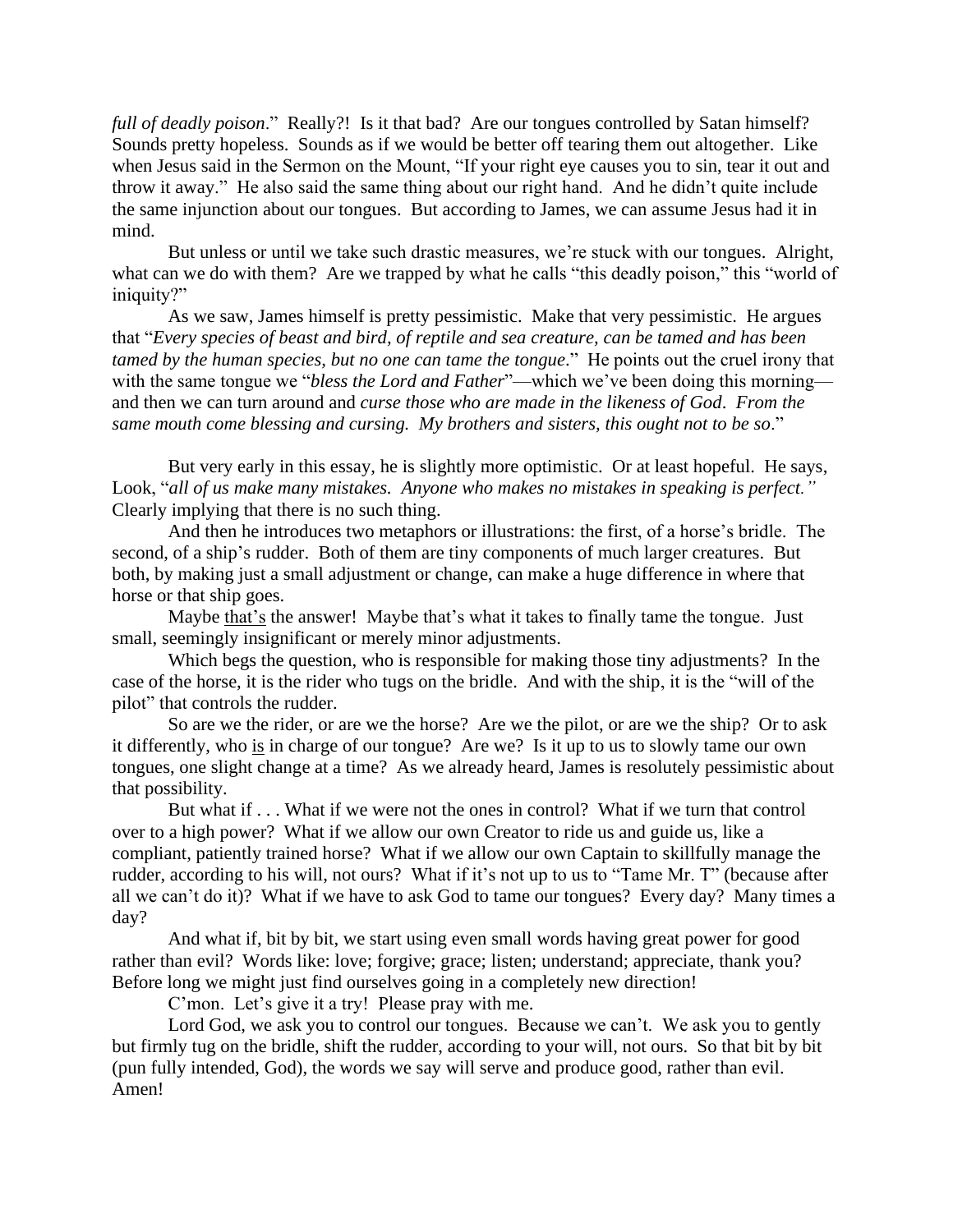*full of deadly poison*." Really?! Is it that bad? Are our tongues controlled by Satan himself? Sounds pretty hopeless. Sounds as if we would be better off tearing them out altogether. Like when Jesus said in the Sermon on the Mount, "If your right eye causes you to sin, tear it out and throw it away." He also said the same thing about our right hand. And he didn't quite include the same injunction about our tongues. But according to James, we can assume Jesus had it in mind.

But unless or until we take such drastic measures, we're stuck with our tongues. Alright, what can we do with them? Are we trapped by what he calls "this deadly poison," this "world of iniquity?"

As we saw, James himself is pretty pessimistic. Make that very pessimistic. He argues that "*Every species of beast and bird, of reptile and sea creature, can be tamed and has been tamed by the human species, but no one can tame the tongue*." He points out the cruel irony that with the same tongue we "*bless the Lord and Father*"—which we've been doing this morning—and then we can turn around and *curse those who are made in the likeness of God. From the same mouth come blessing and cursing. My brothers and sisters, this ought not to be so*."

But very early in this essay, he is slightly more optimistic. Or at least hopeful. He says, Look, "*all of us make many mistakes. Anyone who makes no mistakes in speaking is perfect."* Clearly implying that there is no such thing.

And then he introduces two metaphors or illustrations: the first, of a horse's bridle. The second, of a ship's rudder. Both of them are tiny components of much larger creatures. But both, by making just a small adjustment or change, can make a huge difference in where that horse or that ship goes.

Maybe <u>that's</u> the answer! Maybe that's what it takes to finally tame the tongue. Just small, seemingly insignificant or merely minor adjustments.

Which begs the question, who is responsible for making those tiny adjustments? In the case of the horse, it is the rider who tugs on the bridle. And with the ship, it is the "will of the pilot" that controls the rudder.

So are we the rider, or are we the horse? Are we the pilot, or are we the ship? Or to ask it differently, who <u>is</u> in charge of our tongue? Are we? Is it up to us to slowly tame our own tongues, one slight change at a time? As we already heard, James is resolutely pessimistic about that possibility.

But what if . . . What if we were not the ones in control? What if we turn that control over to a high power? What if we allow our own Creator to ride us and guide us, like a compliant, patiently trained horse? What if we allow our own Captain to skillfully manage the rudder, according to his will, not ours? What if it's not up to us to "Tame Mr. T" (because after all we can't do it)? What if we have to ask God to tame our tongues? Every day? Many times a day?

And what if, bit by bit, we start using even small words having great power for good rather than evil? Words like: love; forgive; grace; listen; understand; appreciate, thank you? Before long we might just find ourselves going in a completely new direction!

C'mon. Let's give it a try! Please pray with me.

Lord God, we ask you to control our tongues. Because we can't. We ask you to gently but firmly tug on the bridle, shift the rudder, according to your will, not ours. So that bit by bit (pun fully intended, God), the words we say will serve and produce good, rather than evil. Amen!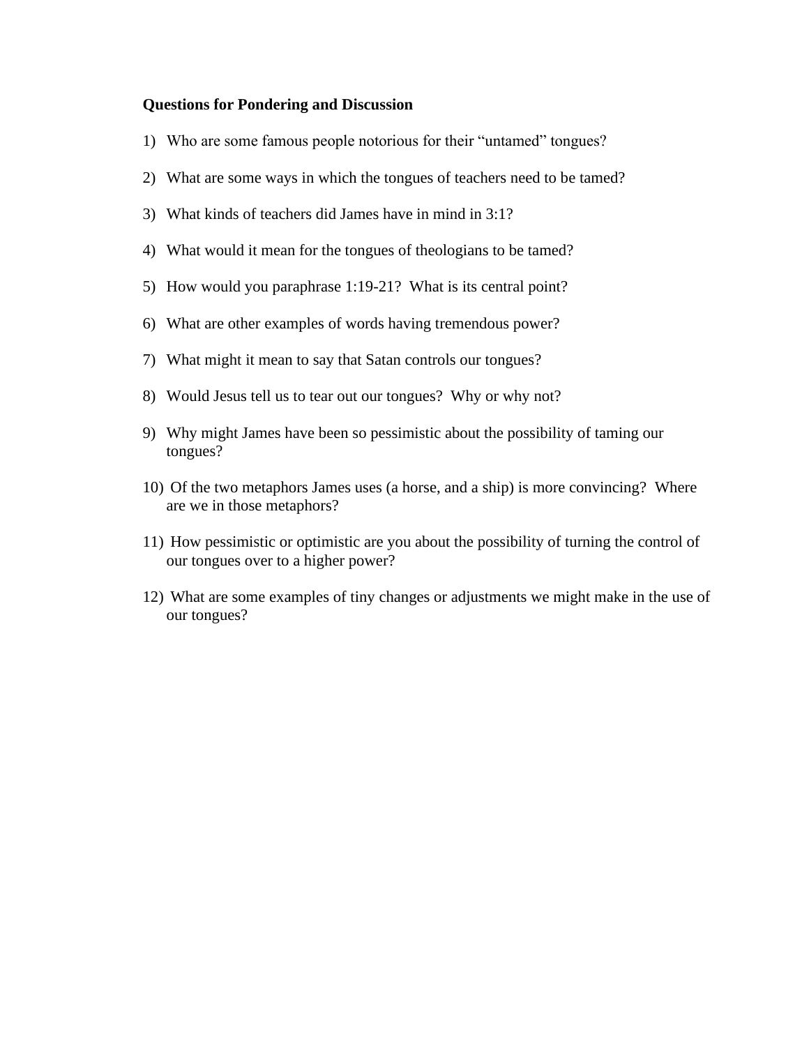**Questions for Pondering and Discussion**

1) Who are some famous people notorious for their “untamed” tongues?

2) What are some ways in which the tongues of teachers need to be tamed?

3) What kinds of teachers did James have in mind in 3:1?

4) What would it mean for the tongues of theologians to be tamed?

5) How would you paraphrase 1:19-21? What is its central point?

6) What are other examples of words having tremendous power?

7) What might it mean to say that Satan controls our tongues?

8) Would Jesus tell us to tear out our tongues? Why or why not?

9) Why might James have been so pessimistic about the possibility of taming our tongues?

10) Of the two metaphors James uses (a horse, and a ship) is more convincing? Where are we in those metaphors?

11) How pessimistic or optimistic are you about the possibility of turning the control of our tongues over to a higher power?

12) What are some examples of tiny changes or adjustments we might make in the use of our tongues?